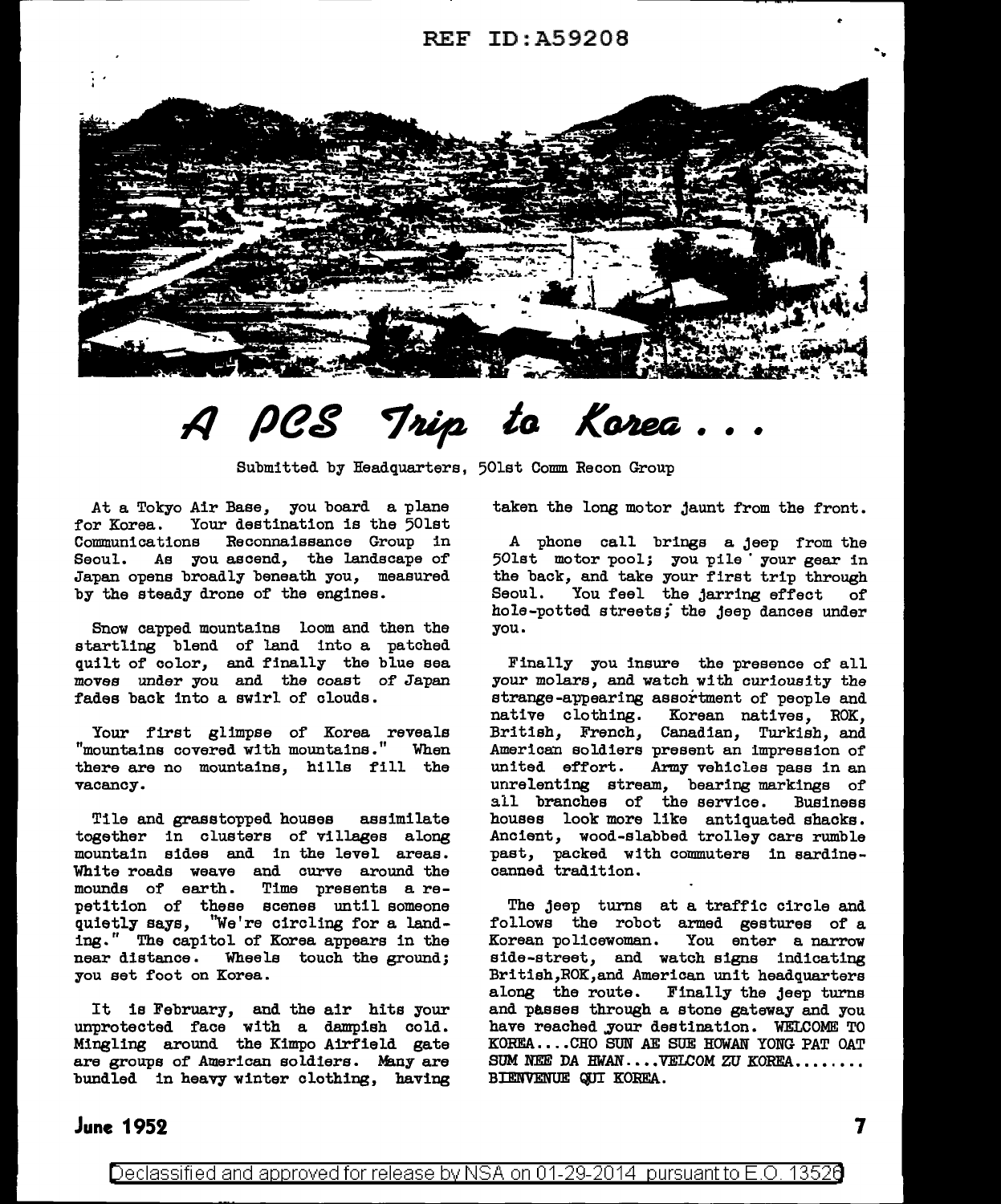# A PCS Trip to Korea . . .

Submitted by Headquarters, 501st Comm Recon Group

At a Tokyo Air Base, you board a plane for Korea. Your destination is the 501st Communications Reconnaissance Group in Seoul. As you ascend, the landscape of Japan opens broadly beneath you, measured by the steady drone of the engines.

Snow capped mountains loom and then the startling blend of land into a patched quilt of color, and finally the blue sea moves under you and the coast of Japan fades back into a swirl of clouds.

Your first glimpse of Korea reveals "mountains covered with mountains." When there are no mountains, hills fill the vacancy.

Tile and grasstopped houses assimilate together in clusters of villages along mountain sides and in the level areas. White roads weave and curve around the mounds of earth. Time presents a repetition of these scenes until someone quietly says, "We're circling for a landing." The capitol of Korea appears in the near distance. Wheels touch the ground; you set foot on Korea.

It is February, and the air hits your unprotected face with a dampish cold. Mingling around the Kimpo Airfield gate are groups of American soldiers. Many are bundled in heavy winter clothing, having taken the long motor jaunt from the front.

A phone call brings a jeep from the 501st motor pool; you pile your gear in the back, and take your first trip through Seoul. You feel the jarring effect of hole-potted streets; the jeep dances under you.

Finally you insure the presence of all your molars, and watch with curiousity the strange-appearing assortment of people and native clothing. Korean natives, ROK, British, French, Canadian, Turkish, and American soldiers present an impression of united effort. Army vehicles pass in an unrelenting stream, bearing markings of all branches of the service. Business houses look more like antiquated shacks. Ancient, wood-slabbed trolley cars rumble past, packed with commuters in sardine-canned tradition.

The jeep turns at a traffic circle and follows the robot armed gestures of a Korean policewoman. You enter a narrow side-street, and watch signs indicating British,ROK,and American unit headquarters along the route. Finally the jeep turns and passes through a stone gateway and you have reached your destination. WELCOME TO KOREA....CHO SUN AE SUE HOWAN YONG PAT OAT SUM NEE DA HWAN....VELCOM ZU KOREA........ BIENVENUE QUI KOREA.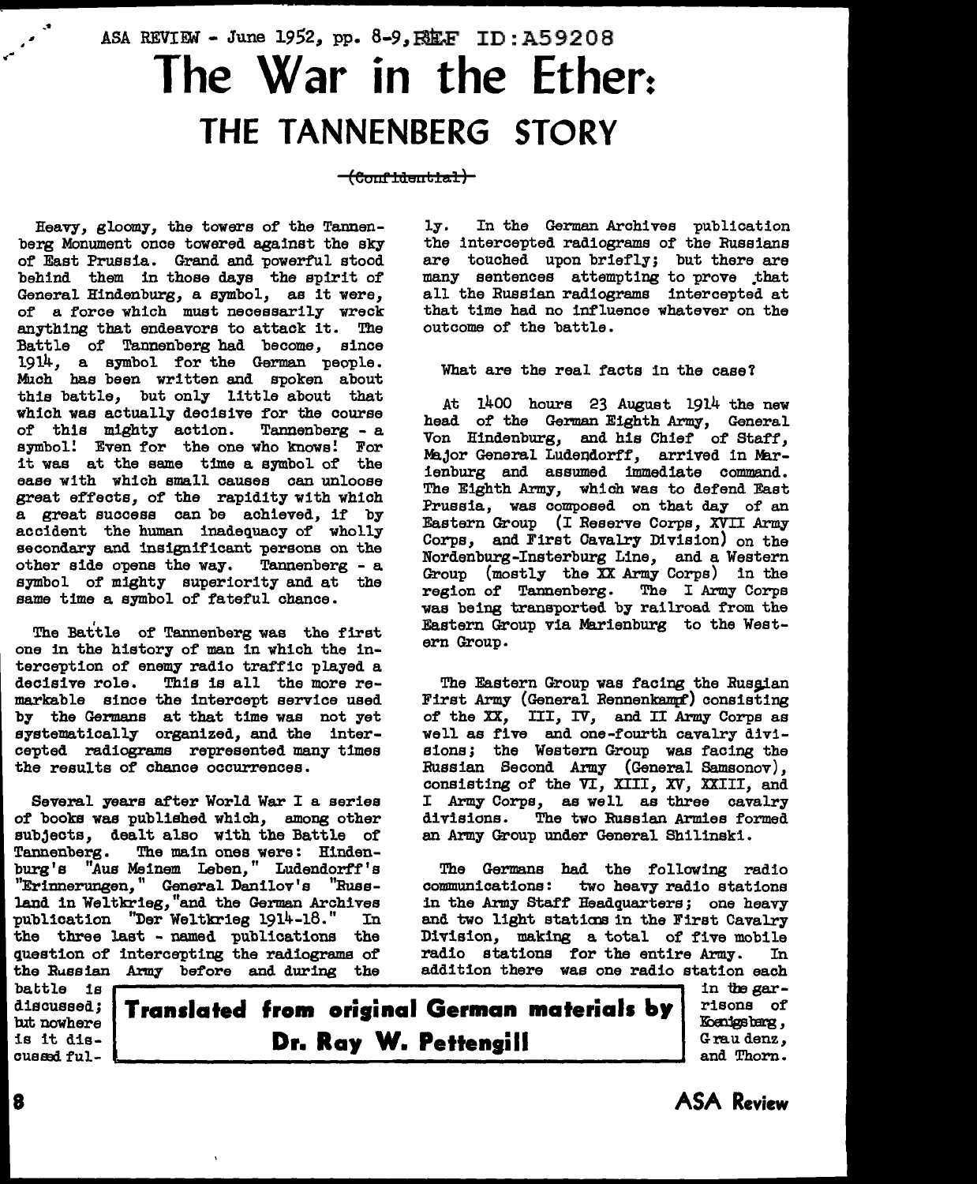ASA REVIEW - June 1952, pp. 8-9, REF ID:A59208

# The War in the Ether:

## THE TANNENBERG STORY

~~(Confidential)~~

**Translated from original German materials by Dr. Ray W. Pettengill**

Heavy, gloomy, the towers of the Tannenberg Monument once towered against the sky of East Prussia. Grand and powerful stood behind them in those days the spirit of General Hindenburg, a symbol, as it were, of a force which must necessarily wreck anything that endeavors to attack it. The Battle of Tannenberg had become, since 1914, a symbol for the German people. Much has been written and spoken about this battle, but only little about that which was actually decisive for the course of this mighty action. Tannenberg - a symbol! Even for the one who knows! For it was at the same time a symbol of the ease with which small causes can unloose great effects, of the rapidity with which a great success can be achieved, if by accident the human inadequacy of wholly secondary and insignificant persons on the other side opens the way. Tannenberg - a symbol of mighty superiority and at the same time a symbol of fateful chance.

The Battle of Tannenberg was the first one in the history of man in which the interception of enemy radio traffic played a decisive role. This is all the more remarkable since the intercept service used by the Germans at that time was not yet systematically organized, and the intercepted radiograms represented many times the results of chance occurrences.

Several years after World War I a series of books was published which, among other subjects, dealt also with the Battle of Tannenberg. The main ones were: Hindenburg's "Aus Meinem Leben," Ludendorff's "Erinnerungen," General Danilov's "Russland in Weltkrieg,"and the German Archives publication "Der Weltkrieg 1914-18." In the three last - named publications the question of intercepting the radiograms of the Russian Army before and during the battle is discussed; but nowhere is it discussed fully. In the German Archives publication the intercepted radiograms of the Russians are touched upon briefly; but there are many sentences attempting to prove that all the Russian radiograms intercepted at that time had no influence whatever on the outcome of the battle.

What are the real facts in the case?

At 1400 hours 23 August 1914 the new head of the German Eighth Army, General Von Hindenburg, and his Chief of Staff, Major General Ludendorff, arrived in Marienburg and assumed immediate command. The Eighth Army, which was to defend East Prussia, was composed on that day of an Eastern Group (I Reserve Corps, XVII Army Corps, and First Cavalry Division) on the Nordenburg-Insterburg Line, and a Western Group (mostly the XX Army Corps) in the region of Tannenberg. The I Army Corps was being transported by railroad from the Eastern Group via Marienburg to the Western Group.

The Eastern Group was facing the Russian First Army (General Rennenkampf) consisting of the XX, III, IV, and II Army Corps as well as five and one-fourth cavalry divisions; the Western Group was facing the Russian Second Army (General Samsonov), consisting of the VI, XIII, XV, XXIII, and I Army Corps, as well as three cavalry divisions. The two Russian Armies formed an Army Group under General Shilinski.

The Germans had the following radio communications: two heavy radio stations in the Army Staff Headquarters; one heavy and two light stations in the First Cavalry Division, making a total of five mobile radio stations for the entire Army. In addition there was one radio station each in the garrisons of Koenigsberg, Graudenz, and Thorn.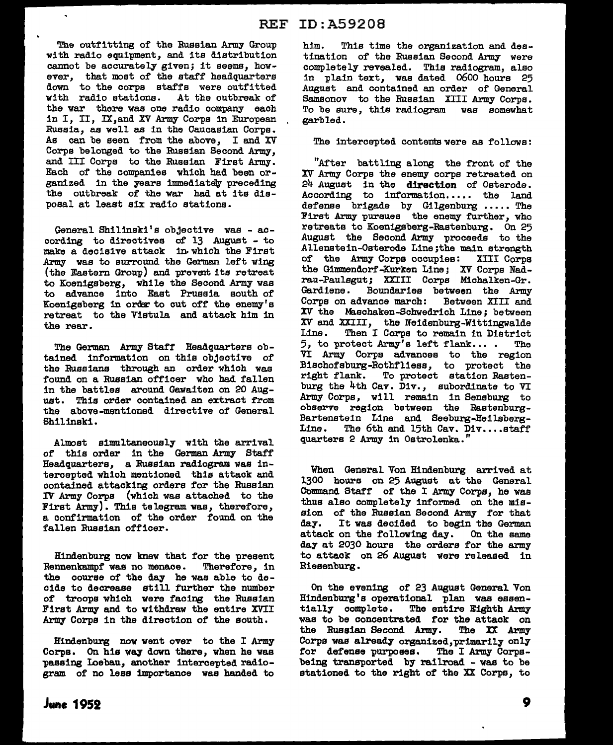The outfitting of the Russian Army Group with radio equipment, and its distribution cannot be accurately given; it seems, however, that most of the staff headquarters down to the corps staffs were outfitted with radio stations. At the outbreak of the war there was one radio company each in I, II, IX, and XV Army Corps in European Russia, as well as in the Caucasian Corps. As can be seen from the above, I and XV Corps belonged to the Russian Second Army, and III Corps to the Russian First Army. Each of the companies which had been organized in the years immediately preceding the outbreak of the war had at its disposal at least six radio stations.

General Shilinski's objective was - according to directives of 13 August - to make a decisive attack in which the First Army was to surround the German left wing (the Eastern Group) and prevent its retreat to Koenigsberg, while the Second Army was to advance into East Prussia south of Koenigsberg in order to cut off the enemy's retreat to the Vistula and attack him in the rear.

The German Army Staff Headquarters obtained information on this objective of the Russians through an order which was found on a Russian officer who had fallen in the battles around Gawaiten on 20 August. This order contained an extract from the above-mentioned directive of General Shilinski.

Almost simultaneously with the arrival of this order in the German Army Staff Headquarters, a Russian radiogram was intercepted which mentioned this attack and contained attacking orders for the Russian IV Army Corps (which was attached to the First Army). This telegram was, therefore, a confirmation of the order found on the fallen Russian officer.

Hindenburg now knew that for the present Rennenkampf was no menace. Therefore, in the course of the day he was able to decide to decrease still further the number of troops which were facing the Russian First Army and to withdraw the entire XVII Army Corps in the direction of the south.

Hindenburg now went over to the I Army Corps. On his way down there, when he was passing Loebau, another intercepted radiogram of no less importance was handed to him. This time the organization and destination of the Russian Second Army were completely revealed. This radiogram, also in plain text, was dated 0600 hours 25 August and contained an order of General Samsonov to the Russian XIII Army Corps. To be sure, this radiogram was somewhat garbled.

The intercepted contents were as follows:

"After battling along the front of the XV Army Corps the enemy corps retreated on 24 August in the **direction** of Osterode. According to information..... the land defense brigade by Gilgenburg ..... The First Army pursues the enemy further, who retreats to Koenigsberg-Rastenburg. On 25 August the Second Army proceeds to the Allenstein-Osterode Line; the main strength of the Army Corps occupies: XIII Corps the Gimmendorf-Kurken Line; XV Corps Nadrau-Paulsgut; XXIII Corps Michalken-Gr. Gardiene. Boundaries between the Army Corps on advance march: Between XIII and XV the Maschaken-Schwedrich Line; between XV and XXIII, the Neidenburg-Wittingwalde Line. Then I Corps to remain in District 5, to protect Army's left flank... . The VI Army Corps advances to the region Bischofsburg-Rothfliess, to protect the right flank. To protect station Rastenburg the 4th Cav. Div., subordinate to VI Army Corps, will remain in Sensburg to observe region between the Rastenburg-Bartenstein Line and Seeburg-Heilsberg-Line. The 6th and 15th Cav. Div....staff quarters 2 Army in Ostrolenka."

When General Von Hindenburg arrived at 1300 hours on 25 August at the General Command Staff of the I Army Corps, he was thus also completely informed on the mission of the Russian Second Army for that day. It was decided to begin the German attack on the following day. On the same day at 2030 hours the orders for the army to attack on 26 August were released in Riesenburg.

On the evening of 23 August General Von Hindenburg's operational plan was essentially complete. The entire Eighth Army was to be concentrated for the attack on the Russian Second Army. The XX Army Corps was already organized, primarily only for defense purposes. The I Army Corps - being transported by railroad - was to be stationed to the right of the XX Corps, to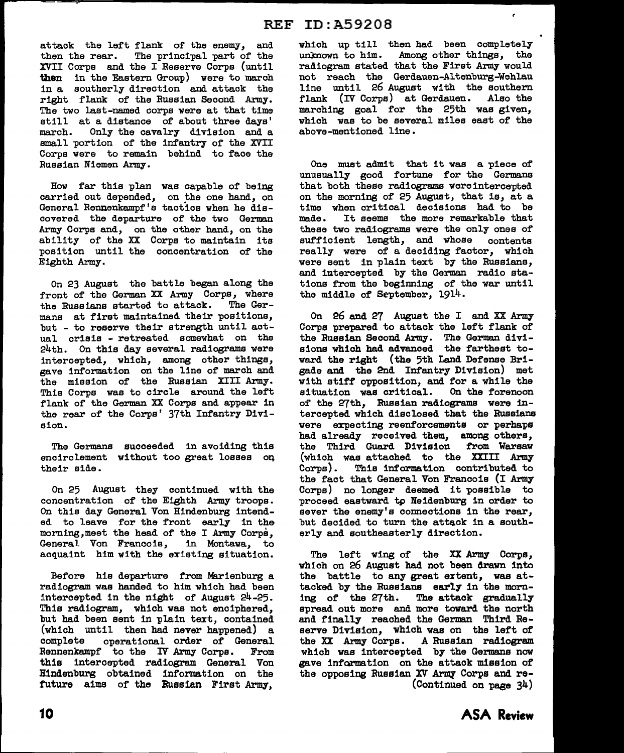attack the left flank of the enemy, and then the rear. The principal part of the XVII Corps and the I Reserve Corps (until then in the Eastern Group) were to march in a southerly direction and attack the right flank of the Russian Second Army. The two last-named corps were at that time still at a distance of about three days' march. Only the cavalry division and a small portion of the infantry of the XVII Corps were to remain behind to face the Russian Niemen Army.

How far this plan was capable of being carried out depended, on the one hand, on General Rennenkampf's tactics when he discovered the departure of the two German Army Corps and, on the other hand, on the ability of the XX Corps to maintain its position until the concentration of the Eighth Army.

On 23 August the battle began along the front of the German XX Army Corps, where the Russians started to attack. The Germans at first maintained their positions, but - to reserve their strength until actual crisis - retreated somewhat on the 24th. On this day several radiograms were intercepted, which, among other things, gave information on the line of march and the mission of the Russian XIII Army. This Corps was to circle around the left flank of the German XX Corps and appear in the rear of the Corps' 37th Infantry Division.

The Germans succeeded in avoiding this encirclement without too great losses on their side.

On 25 August they continued with the concentration of the Eighth Army troops. On this day General Von Hindenburg intended to leave for the front early in the morning, meet the head of the I Army Corps, General Von Francois, in Montawa, to acquaint him with the existing situation.

Before his departure from Marienburg a radiogram was handed to him which had been intercepted in the night of August 24-25. This radiogram, which was not enciphered, but had been sent in plain text, contained (which until then had never happened) a complete operational order of General Rennenkampf to the IV Army Corps. From this intercepted radiogram General Von Hindenburg obtained information on the future aims of the Russian First Army, which up till then had been completely unknown to him. Among other things, the radiogram stated that the First Army would not reach the Gerdauen-Altenburg-Wehlau line until 26 August with the southern flank (IV Corps) at Gerdauen. Also the marching goal for the 25th was given, which was to be several miles east of the above-mentioned line.

One must admit that it was a piece of unusually good fortune for the Germans that both these radiograms were intercepted on the morning of 25 August, that is, at a time when critical decisions had to be made. It seems the more remarkable that these two radiograms were the only ones of sufficient length, and whose contents really were of a deciding factor, which were sent in plain text by the Russians, and intercepted by the German radio stations from the beginning of the war until the middle of September, 1914.

On 26 and 27 August the I and XX Army Corps prepared to attack the left flank of the Russian Second Army. The German divisions which had advanced the farthest toward the right (the 5th Land Defense Brigade and the 2nd Infantry Division) met with stiff opposition, and for a while the situation was critical. On the forenoon of the 27th, Russian radiograms were intercepted which disclosed that the Russians were expecting reenforcements or perhaps had already received them, among others, the Third Guard Division from Warsaw (which was attached to the XXIII Army Corps). This information contributed to the fact that General Von Francois (I Army Corps) no longer deemed it possible to proceed eastward to Neidenburg in order to sever the enemy's connections in the rear, but decided to turn the attack in a southerly and southeasterly direction.

The left wing of the XX Army Corps, which on 26 August had not been drawn into the battle to any great extent, was attacked by the Russians early in the morning of the 27th. The attack gradually spread out more and more toward the north and finally reached the German Third Reserve Division, which was on the left of the XX Army Corps. A Russian radiogram which was intercepted by the Germans now gave information on the attack mission of the opposing Russian XV Army Corps and re-

(Continued on page 34)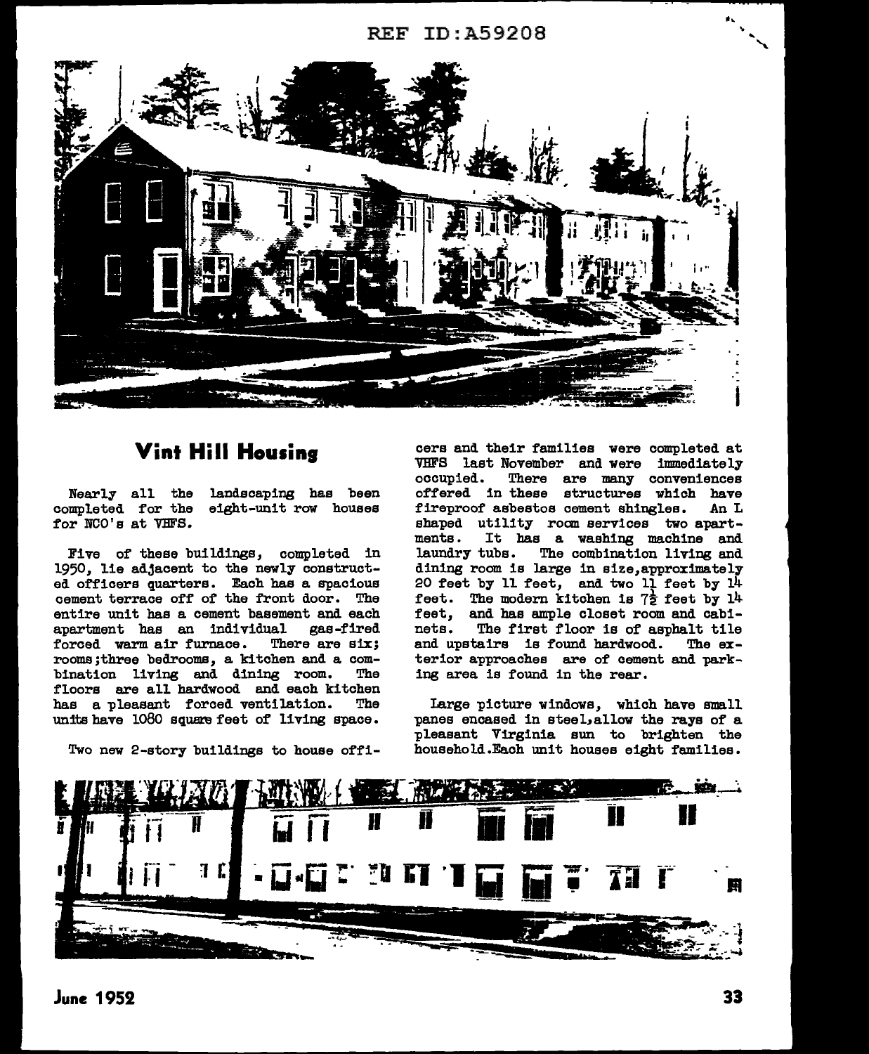## Vint Hill Housing

Nearly all the landscaping has been completed for the eight-unit row houses for NCO's at VHFS.

Five of these buildings, completed in 1950, lie adjacent to the newly constructed officers quarters. Each has a spacious cement terrace off of the front door. The entire unit has a cement basement and each apartment has an individual gas-fired forced warm air furnace. There are six; rooms;three bedrooms, a kitchen and a combination living and dining room. The floors are all hardwood and each kitchen has a pleasant forced ventilation. The units have 1080 square feet of living space.

Two new 2-story buildings to house officers and their families were completed at VHFS last November and were immediately occupied. There are many conveniences offered in these structures which have fireproof asbestos cement shingles. An L shaped utility room services two apartments. It has a washing machine and laundry tubs. The combination living and dining room is large in size,approximately 20 feet by 11 feet, and two $1\frac{1}{2}$ feet by 14 feet. The modern kitchen is $7\frac{1}{2}$ feet by 14 feet, and has ample closet room and cabinets. The first floor is of asphalt tile and upstairs is found hardwood. The exterior approaches are of cement and parking area is found in the rear.

Large picture windows, which have small panes encased in steel,allow the rays of a pleasant Virginia sun to brighten the household.Each unit houses eight families.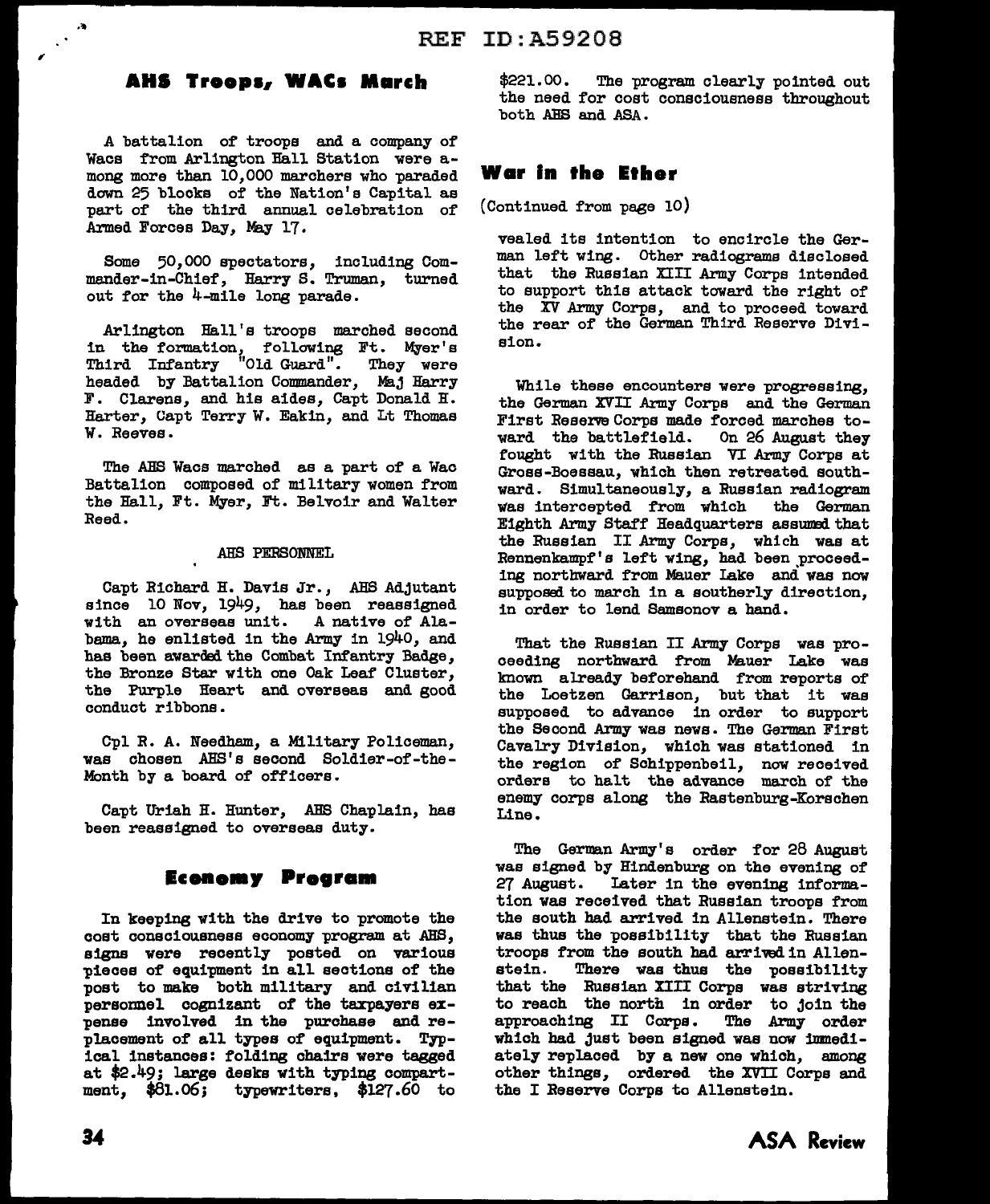## AHS Troops, WACs March

A battalion of troops and a company of Wacs from Arlington Hall Station were among more than 10,000 marchers who paraded down 25 blocks of the Nation's Capital as part of the third annual celebration of Armed Forces Day, May 17.

Some 50,000 spectators, including Commander-in-Chief, Harry S. Truman, turned out for the 4-mile long parade.

Arlington Hall's troops marched second in the formation, following Ft. Myer's Third Infantry "Old Guard". They were headed by Battalion Commander, Maj Harry F. Clarens, and his aides, Capt Donald H. Harter, Capt Terry W. Eakin, and Lt Thomas W. Reeves.

The AHS Wacs marched as a part of a Wac Battalion composed of military women from the Hall, Ft. Myer, Ft. Belvoir and Walter Reed.

AHS PERSONNEL

Capt Richard H. Davis Jr., AHS Adjutant since 10 Nov, 1949, has been reassigned with an overseas unit. A native of Alabama, he enlisted in the Army in 1940, and has been awarded the Combat Infantry Badge, the Bronze Star with one Oak Leaf Cluster, the Purple Heart and overseas and good conduct ribbons.

Cpl R. A. Needham, a Military Policeman, was chosen AHS's second Soldier-of-the-Month by a board of officers.

Capt Uriah H. Hunter, AHS Chaplain, has been reassigned to overseas duty.

## Economy Program

In keeping with the drive to promote the cost consciousness economy program at AHS, signs were recently posted on various pieces of equipment in all sections of the post to make both military and civilian personnel cognizant of the taxpayers expense involved in the purchase and replacement of all types of equipment. Typical instances: folding chairs were tagged at $2.49; large desks with typing compartment, $81.06; typewriters, $127.60 to $221.00. The program clearly pointed out the need for cost consciousness throughout both AHS and ASA.

## War in the Ether

(Continued from page 10)

vealed its intention to encircle the German left wing. Other radiograms disclosed that the Russian XIII Army Corps intended to support this attack toward the right of the XV Army Corps, and to proceed toward the rear of the German Third Reserve Division.

While these encounters were progressing, the German XVII Army Corps and the German First Reserve Corps made forced marches toward the battlefield. On 26 August they fought with the Russian VI Army Corps at Gross-Boessau, which then retreated southward. Simultaneously, a Russian radiogram was intercepted from which the German Eighth Army Staff Headquarters assumed that the Russian II Army Corps, which was at Rennenkampf's left wing, had been proceeding northward from Mauer Lake and was now supposed to march in a southerly direction, in order to lend Samsonov a hand.

That the Russian II Army Corps was proceeding northward from Mauer Lake was known already beforehand from reports of the Loetzen Garrison, but that it was supposed to advance in order to support the Second Army was news. The German First Cavalry Division, which was stationed in the region of Schippenbeil, now received orders to halt the advance march of the enemy corps along the Rastenburg-Korschen Line.

The German Army's order for 28 August was signed by Hindenburg on the evening of 27 August. Later in the evening information was received that Russian troops from the south had arrived in Allenstein. There was thus the possibility that the Russian troops from the south had arrived in Allenstein. There was thus the possibility that the Russian XIII Corps was striving to reach the north in order to join the approaching II Corps. The Army order which had just been signed was now immediately replaced by a new one which, among other things, ordered the XVII Corps and the I Reserve Corps to Allenstein.